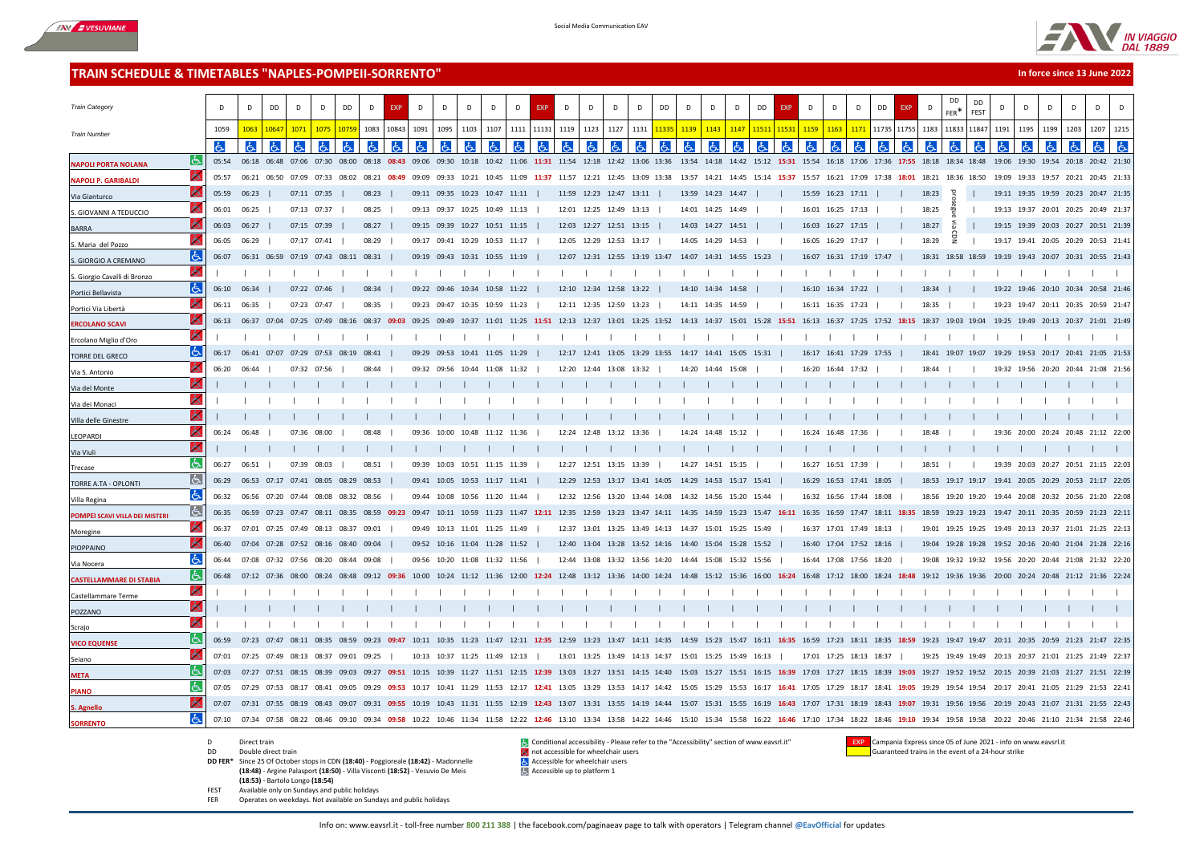# TRAIN SCHEDULE & TIMETABLES "NAPLES-POMPEII-SORRENTO"

**In force since 13 June 2022**

| Train Category | D | D | DD | D | D | DD | D | EXP | D | D | D | D | D | EXP | D | D | D | D | DD | D | D | D | DD | EXP | D | D | D | DD | EXP | D | DD FER* | DD FEST | D | D | D | D | D | D |
|---|---|---|---|---|---|---|---|---|---|---|---|---|---|---|---|---|---|---|---|---|---|---|---|---|---|---|---|---|---|---|---|---|---|---|---|---|---|---|
| Train Number | 1059 | 1063 | 10647 | 1071 | 1075 | 10759 | 1083 | 10843 | 1091 | 1095 | 1103 | 1107 | 1111 | 11131 | 1119 | 1123 | 1127 | 1131 | 11335 | 1139 | 1143 | 1147 | 11511 | 11531 | 1159 | 1163 | 1171 | 11735 | 11755 | 1183 | 11833 | 11847 | 1191 | 1195 | 1199 | 1203 | 1207 | 1215 |
| NAPOLI PORTA NOLANA | 05:54 | 06:18 | 06:48 | 07:06 | 07:30 | 08:00 | 08:18 | 08:43 | 09:06 | 09:30 | 10:18 | 10:42 | 11:06 | 11:31 | 11:54 | 12:18 | 12:42 | 13:06 | 13:36 | 13:54 | 14:18 | 14:42 | 15:12 | 15:31 | 15:54 | 16:18 | 17:06 | 17:36 | 17:55 | 18:18 | 18:34 | 18:48 | 19:06 | 19:30 | 19:54 | 20:18 | 20:42 | 21:30 |
| NAPOLI P. GARIBALDI | 05:57 | 06:21 | 06:50 | 07:09 | 07:33 | 08:02 | 08:21 | 08:49 | 09:09 | 09:33 | 10:21 | 10:45 | 11:09 | 11:37 | 11:57 | 12:21 | 12:45 | 13:09 | 13:38 | 13:57 | 14:21 | 14:45 | 15:14 | 15:37 | 15:57 | 16:21 | 17:09 | 17:38 | 18:01 | 18:21 | 18:36 | 18:50 | 19:09 | 19:33 | 19:57 | 20:21 | 20:45 | 21:33 |
| Via Gianturco | 05:59 | 06:23 | \| | 07:11 | 07:35 | \| | 08:23 | \| | 09:11 | 09:35 | 10:23 | 10:47 | 11:11 | \| | 11:59 | 12:23 | 12:47 | 13:11 | \| | 13:59 | 14:23 | 14:47 | \| | \| | 15:59 | 16:23 | 17:11 | \| | \| | 18:23 | prosegue via CDN | \| | 19:11 | 19:35 | 19:59 | 20:23 | 20:47 | 21:35 |
| S. GIOVANNI A TEDUCCIO | 06:01 | 06:25 | \| | 07:13 | 07:37 | \| | 08:25 | \| | 09:13 | 09:37 | 10:25 | 10:49 | 11:13 | \| | 12:01 | 12:25 | 12:49 | 13:13 | \| | 14:01 | 14:25 | 14:49 | \| | \| | 16:01 | 16:25 | 17:13 | \| | \| | 18:25 | | \| | 19:13 | 19:37 | 20:01 | 20:25 | 20:49 | 21:37 |
| BARRA | 06:03 | 06:27 | \| | 07:15 | 07:39 | \| | 08:27 | \| | 09:15 | 09:39 | 10:27 | 10:51 | 11:15 | \| | 12:03 | 12:27 | 12:51 | 13:15 | \| | 14:03 | 14:27 | 14:51 | \| | \| | 16:03 | 16:27 | 17:15 | \| | \| | 18:27 | | \| | 19:15 | 19:39 | 20:03 | 20:27 | 20:51 | 21:39 |
| S. Maria del Pozzo | 06:05 | 06:29 | \| | 07:17 | 07:41 | \| | 08:29 | \| | 09:17 | 09:41 | 10:29 | 10:53 | 11:17 | \| | 12:05 | 12:29 | 12:53 | 13:17 | \| | 14:05 | 14:29 | 14:53 | \| | \| | 16:05 | 16:29 | 17:17 | \| | \| | 18:29 | | \| | 19:17 | 19:41 | 20:05 | 20:29 | 20:53 | 21:41 |
| S. GIORGIO A CREMANO | 06:07 | 06:31 | 06:59 | 07:19 | 07:43 | 08:11 | 08:31 | \| | 09:19 | 09:43 | 10:31 | 10:55 | 11:19 | \| | 12:07 | 12:31 | 12:55 | 13:19 | 13:47 | 14:07 | 14:31 | 14:55 | 15:23 | \| | 16:07 | 16:31 | 17:19 | 17:47 | \| | 18:31 | 18:58 | 18:59 | 19:19 | 19:43 | 20:07 | 20:31 | 20:55 | 21:43 |
| S. Giorgio Cavalli di Bronzo | \| | \| | \| | \| | \| | \| | \| | \| | \| | \| | \| | \| | \| | \| | \| | \| | \| | \| | \| | \| | \| | \| | \| | \| | \| | \| | \| | \| | \| | \| | \| | \| | \| | \| | \| | \| | \| | \| |
| Portici Bellavista | 06:10 | 06:34 | \| | 07:22 | 07:46 | \| | 08:34 | \| | 09:22 | 09:46 | 10:34 | 10:58 | 11:22 | \| | 12:10 | 12:34 | 12:58 | 13:22 | \| | 14:10 | 14:34 | 14:58 | \| | \| | 16:10 | 16:34 | 17:22 | \| | \| | 18:34 | \| | \| | 19:22 | 19:46 | 20:10 | 20:34 | 20:58 | 21:46 |
| Portici Via Libertà | 06:11 | 06:35 | \| | 07:23 | 07:47 | \| | 08:35 | \| | 09:23 | 09:47 | 10:35 | 10:59 | 11:23 | \| | 12:11 | 12:35 | 12:59 | 13:23 | \| | 14:11 | 14:35 | 14:59 | \| | \| | 16:11 | 16:35 | 17:23 | \| | \| | 18:35 | \| | \| | 19:23 | 19:47 | 20:11 | 20:35 | 20:59 | 21:47 |
| ERCOLANO SCAVI | 06:13 | 06:37 | 07:04 | 07:25 | 07:49 | 08:16 | 08:37 | 09:03 | 09:25 | 09:49 | 10:37 | 11:01 | 11:25 | 11:51 | 12:13 | 12:37 | 13:01 | 13:25 | 13:52 | 14:13 | 14:37 | 15:01 | 15:28 | 15:51 | 16:13 | 16:37 | 17:25 | 17:52 | 18:15 | 18:37 | 19:03 | 19:04 | 19:25 | 19:49 | 20:13 | 20:37 | 21:01 | 21:49 |
| Ercolano Miglio d'Oro | \| | \| | \| | \| | \| | \| | \| | \| | \| | \| | \| | \| | \| | \| | \| | \| | \| | \| | \| | \| | \| | \| | \| | \| | \| | \| | \| | \| | \| | \| | \| | \| | \| | \| | \| | \| | \| | \| |
| TORRE DEL GRECO | 06:17 | 06:41 | 07:07 | 07:29 | 07:53 | 08:19 | 08:41 | \| | 09:29 | 09:53 | 10:41 | 11:05 | 11:29 | \| | 12:17 | 12:41 | 13:05 | 13:29 | 13:55 | 14:17 | 14:41 | 15:05 | 15:31 | \| | 16:17 | 16:41 | 17:29 | 17:55 | \| | 18:41 | 19:07 | 19:07 | 19:29 | 19:53 | 20:17 | 20:41 | 21:05 | 21:53 |
| Via S. Antonio | 06:20 | 06:44 | \| | 07:32 | 07:56 | \| | 08:44 | \| | 09:32 | 09:56 | 10:44 | 11:08 | 11:32 | \| | 12:20 | 12:44 | 13:08 | 13:32 | \| | 14:20 | 14:44 | 15:08 | \| | \| | 16:20 | 16:44 | 17:32 | \| | \| | 18:44 | \| | \| | 19:32 | 19:56 | 20:20 | 20:44 | 21:08 | 21:56 |
| Via del Monte | \| | \| | \| | \| | \| | \| | \| | \| | \| | \| | \| | \| | \| | \| | \| | \| | \| | \| | \| | \| | \| | \| | \| | \| | \| | \| | \| | \| | \| | \| | \| | \| | \| | \| | \| | \| | \| | \| |
| Via dei Monaci | \| | \| | \| | \| | \| | \| | \| | \| | \| | \| | \| | \| | \| | \| | \| | \| | \| | \| | \| | \| | \| | \| | \| | \| | \| | \| | \| | \| | \| | \| | \| | \| | \| | \| | \| | \| | \| | \| |
| Villa delle Ginestre | \| | \| | \| | \| | \| | \| | \| | \| | \| | \| | \| | \| | \| | \| | \| | \| | \| | \| | \| | \| | \| | \| | \| | \| | \| | \| | \| | \| | \| | \| | \| | \| | \| | \| | \| | \| | \| | \| |
| LEOPARDI | 06:24 | 06:48 | \| | 07:36 | 08:00 | \| | 08:48 | \| | 09:36 | 10:00 | 10:48 | 11:12 | 11:36 | \| | 12:24 | 12:48 | 13:12 | 13:36 | \| | 14:24 | 14:48 | 15:12 | \| | \| | 16:24 | 16:48 | 17:36 | \| | \| | 18:48 | \| | \| | 19:36 | 20:00 | 20:24 | 20:48 | 21:12 | 22:00 |
| Via Viuli | \| | \| | \| | \| | \| | \| | \| | \| | \| | \| | \| | \| | \| | \| | \| | \| | \| | \| | \| | \| | \| | \| | \| | \| | \| | \| | \| | \| | \| | \| | \| | \| | \| | \| | \| | \| | \| | \| |
| Trecase | 06:27 | 06:51 | \| | 07:39 | 08:03 | \| | 08:51 | \| | 09:39 | 10:03 | 10:51 | 11:15 | 11:39 | \| | 12:27 | 12:51 | 13:15 | 13:39 | \| | 14:27 | 14:51 | 15:15 | \| | \| | 16:27 | 16:51 | 17:39 | \| | \| | 18:51 | \| | \| | 19:39 | 20:03 | 20:27 | 20:51 | 21:15 | 22:03 |
| TORRE A.TA - OPLONTI | 06:29 | 06:53 | 07:17 | 07:41 | 08:05 | 08:29 | 08:53 | \| | 09:41 | 10:05 | 10:53 | 11:17 | 11:41 | \| | 12:29 | 12:53 | 13:17 | 13:41 | 14:05 | 14:29 | 14:53 | 15:17 | 15:41 | \| | 16:29 | 16:53 | 17:41 | 18:05 | \| | 18:53 | 19:17 | 19:17 | 19:41 | 20:05 | 20:29 | 20:53 | 21:17 | 22:05 |
| Villa Regina | 06:32 | 06:56 | 07:20 | 07:44 | 08:08 | 08:32 | 08:56 | \| | 09:44 | 10:08 | 10:56 | 11:20 | 11:44 | \| | 12:32 | 12:56 | 13:20 | 13:44 | 14:08 | 14:32 | 14:56 | 15:20 | 15:44 | \| | 16:32 | 16:56 | 17:44 | 18:08 | \| | 18:56 | 19:20 | 19:20 | 19:44 | 20:08 | 20:32 | 20:56 | 21:20 | 22:08 |
| POMPEI SCAVI VILLA DEI MISTERI | 06:35 | 06:59 | 07:23 | 07:47 | 08:11 | 08:35 | 08:59 | 09:23 | 09:47 | 10:11 | 10:59 | 11:23 | 11:47 | 12:11 | 12:35 | 12:59 | 13:23 | 13:47 | 14:11 | 14:35 | 14:59 | 15:23 | 15:47 | 16:11 | 16:35 | 16:59 | 17:47 | 18:11 | 18:35 | 18:59 | 19:23 | 19:23 | 19:47 | 20:11 | 20:35 | 20:59 | 21:23 | 22:11 |
| Moregine | 06:37 | 07:01 | 07:25 | 07:49 | 08:13 | 08:37 | 09:01 | \| | 09:49 | 10:13 | 11:01 | 11:25 | 11:49 | \| | 12:37 | 13:01 | 13:25 | 13:49 | 14:13 | 14:37 | 15:01 | 15:25 | 15:49 | \| | 16:37 | 17:01 | 17:49 | 18:13 | \| | 19:01 | 19:25 | 19:25 | 19:49 | 20:13 | 20:37 | 21:01 | 21:25 | 22:13 |
| PIOPPAINO | 06:40 | 07:04 | 07:28 | 07:52 | 08:16 | 08:40 | 09:04 | \| | 09:52 | 10:16 | 11:04 | 11:28 | 11:52 | \| | 12:40 | 13:04 | 13:28 | 13:52 | 14:16 | 14:40 | 15:04 | 15:28 | 15:52 | \| | 16:40 | 17:04 | 17:52 | 18:16 | \| | 19:04 | 19:28 | 19:28 | 19:52 | 20:16 | 20:40 | 21:04 | 21:28 | 22:16 |
| Via Nocera | 06:44 | 07:08 | 07:32 | 07:56 | 08:20 | 08:44 | 09:08 | \| | 09:56 | 10:20 | 11:08 | 11:32 | 11:56 | \| | 12:44 | 13:08 | 13:32 | 13:56 | 14:20 | 14:44 | 15:08 | 15:32 | 15:56 | \| | 16:44 | 17:08 | 17:56 | 18:20 | \| | 19:08 | 19:32 | 19:32 | 19:56 | 20:20 | 20:44 | 21:08 | 21:32 | 22:20 |
| CASTELLAMMARE DI STABIA | 06:48 | 07:12 | 07:36 | 08:00 | 08:24 | 08:48 | 09:12 | 09:36 | 10:00 | 10:24 | 11:12 | 11:36 | 12:00 | 12:24 | 12:48 | 13:12 | 13:36 | 14:00 | 14:24 | 14:48 | 15:12 | 15:36 | 16:00 | 16:24 | 16:48 | 17:12 | 18:00 | 18:24 | 18:48 | 19:12 | 19:36 | 19:36 | 20:00 | 20:24 | 20:48 | 21:12 | 21:36 | 22:24 |
| Castellammare Terme | \| | \| | \| | \| | \| | \| | \| | \| | \| | \| | \| | \| | \| | \| | \| | \| | \| | \| | \| | \| | \| | \| | \| | \| | \| | \| | \| | \| | \| | \| | \| | \| | \| | \| | \| | \| | \| | \| |
| POZZANO | \| | \| | \| | \| | \| | \| | \| | \| | \| | \| | \| | \| | \| | \| | \| | \| | \| | \| | \| | \| | \| | \| | \| | \| | \| | \| | \| | \| | \| | \| | \| | \| | \| | \| | \| | \| | \| | \| |
| Scrajo | \| | \| | \| | \| | \| | \| | \| | \| | \| | \| | \| | \| | \| | \| | \| | \| | \| | \| | \| | \| | \| | \| | \| | \| | \| | \| | \| | \| | \| | \| | \| | \| | \| | \| | \| | \| | \| | \| |
| VICO EQUENSE | 06:59 | 07:23 | 07:47 | 08:11 | 08:35 | 08:59 | 09:23 | 09:47 | 10:11 | 10:35 | 11:23 | 11:47 | 12:11 | 12:35 | 12:59 | 13:23 | 13:47 | 14:11 | 14:35 | 14:59 | 15:23 | 15:47 | 16:11 | 16:35 | 16:59 | 17:23 | 18:11 | 18:35 | 18:59 | 19:23 | 19:47 | 19:47 | 20:11 | 20:35 | 20:59 | 21:23 | 21:47 | 22:35 |
| Seiano | 07:01 | 07:25 | 07:49 | 08:13 | 08:37 | 09:01 | 09:25 | \| | 10:13 | 10:37 | 11:25 | 11:49 | 12:13 | \| | 13:01 | 13:25 | 13:49 | 14:13 | 14:37 | 15:01 | 15:25 | 15:49 | 16:13 | \| | 17:01 | 17:25 | 18:13 | 18:37 | \| | 19:25 | 19:49 | 19:49 | 20:13 | 20:37 | 21:01 | 21:25 | 21:49 | 22:37 |
| META | 07:03 | 07:27 | 07:51 | 08:15 | 08:39 | 09:03 | 09:27 | 09:51 | 10:15 | 10:39 | 11:27 | 11:51 | 12:15 | 12:39 | 13:03 | 13:27 | 13:51 | 14:15 | 14:40 | 15:03 | 15:27 | 15:51 | 16:15 | 16:39 | 17:03 | 17:27 | 18:15 | 18:39 | 19:03 | 19:27 | 19:52 | 19:52 | 20:15 | 20:39 | 21:03 | 21:27 | 21:51 | 22:39 |
| PIANO | 07:05 | 07:29 | 07:53 | 08:17 | 08:41 | 09:05 | 09:29 | 09:53 | 10:17 | 10:41 | 11:29 | 11:53 | 12:17 | 12:41 | 13:05 | 13:29 | 13:53 | 14:17 | 14:42 | 15:05 | 15:29 | 15:53 | 16:17 | 16:41 | 17:05 | 17:29 | 18:17 | 18:41 | 19:05 | 19:29 | 19:54 | 19:54 | 20:17 | 20:41 | 21:05 | 21:29 | 21:53 | 22:41 |
| S. Agnello | 07:07 | 07:31 | 07:55 | 08:19 | 08:43 | 09:07 | 09:31 | 09:55 | 10:19 | 10:43 | 11:31 | 11:55 | 12:19 | 12:43 | 13:07 | 13:31 | 13:55 | 14:19 | 14:44 | 15:07 | 15:31 | 15:55 | 16:19 | 16:43 | 17:07 | 17:31 | 18:19 | 18:43 | 19:07 | 19:31 | 19:56 | 19:56 | 20:19 | 20:43 | 21:07 | 21:31 | 21:55 | 22:43 |
| SORRENTO | 07:10 | 07:34 | 07:58 | 08:22 | 08:46 | 09:10 | 09:34 | 09:58 | 10:22 | 10:46 | 11:34 | 11:58 | 12:22 | 12:46 | 13:10 | 13:34 | 13:58 | 14:22 | 14:46 | 15:10 | 15:34 | 15:58 | 16:22 | 16:46 | 17:10 | 17:34 | 18:22 | 18:46 | 19:10 | 19:34 | 19:58 | 19:58 | 20:22 | 20:46 | 21:10 | 21:34 | 21:58 | 22:46 |

D — Direct train
DD — Double direct train
DD FER* — Since 25 Of October stops in CDN **(18:40)** - Poggioreale **(18:42)** - Madonnelle **(18:48)** - Argine Palasport **(18:50)** - Villa Visconti **(18:52)** - Vesuvio De Meis **(18:53)** - Bartolo Longo **(18:54)**
FEST — Available only on Sundays and public holidays
FER — Operates on weekdays. Not available on Sundays and public holidays

Conditional accessibility - Please refer to the "Accessibility" section of www.eavsrl.it"
not accessible for wheelchair users
Accessible for wheelchair users
Accessible up to platform 1

EXP — Campania Express since 05 of June 2021 - info on www.eavsrl.it
Guaranteed trains in the event of a 24-hour strike

Info on: www.eavsrl.it - toll-free number **800 211 388** | the facebook.com/paginaeav page to talk with operators | Telegram channel **@EavOfficial** for updates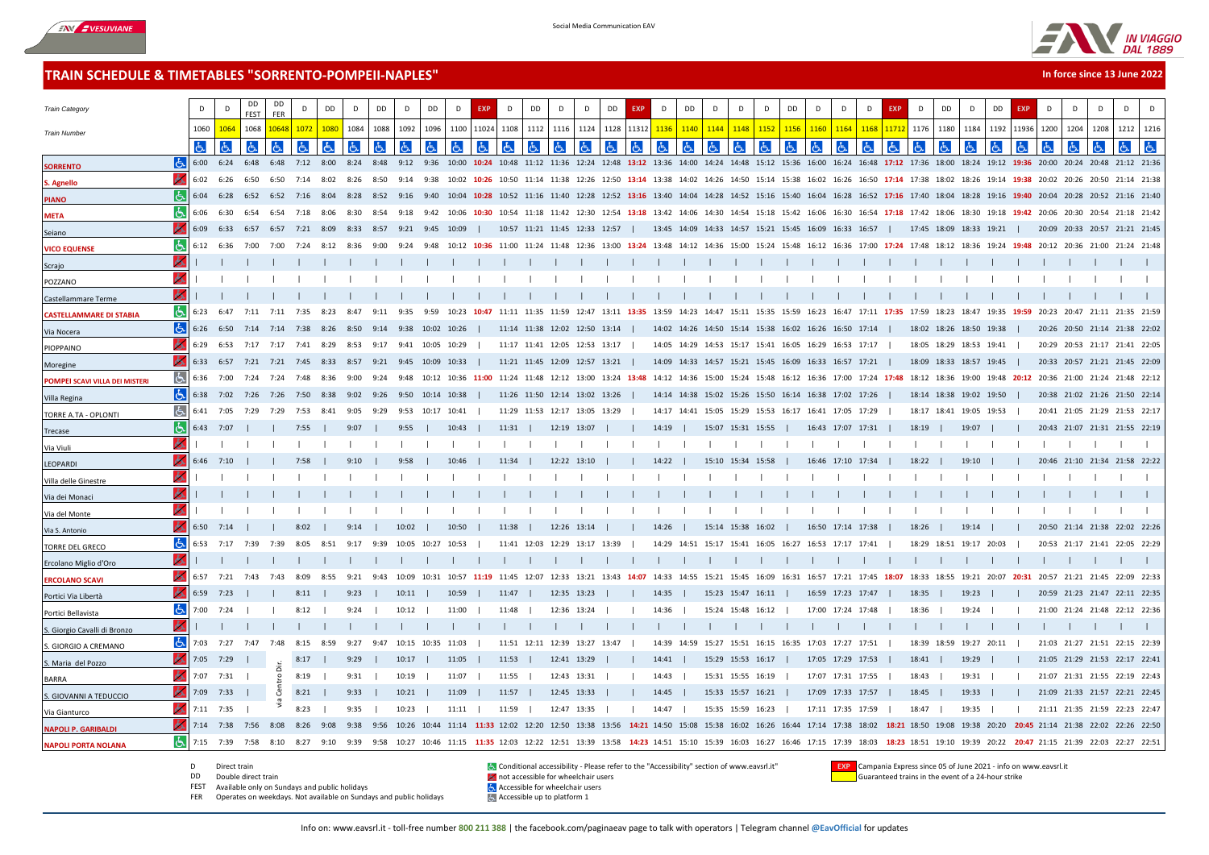# TRAIN SCHEDULE & TIMETABLES "SORRENTO-POMPEII-NAPLES"

In force since 13 June 2022

| Train Category | D | D | DD FEST | DD FER | D | DD | D | DD | D | DD | D | EXP | D | DD | D | D | DD | EXP | D | DD | D | D | D | DD | D | D | D | EXP | D | DD | D | DD | EXP | D | D | D | D | D |
|---|---|---|---|---|---|---|---|---|---|---|---|---|---|---|---|---|---|---|---|---|---|---|---|---|---|---|---|---|---|---|---|---|---|---|---|---|---|---|
| **Train Number** | 1060 | 1064 | 1068 | 10648 | 1072 | 1080 | 1084 | 1088 | 1092 | 1096 | 1100 | 11024 | 1108 | 1112 | 1116 | 1124 | 1128 | 11312 | 1136 | 1140 | 1144 | 1148 | 1152 | 1156 | 1160 | 1164 | 1168 | 11712 | 1176 | 1180 | 1184 | 1192 | 11936 | 1200 | 1204 | 1208 | 1212 | 1216 |
| SORRENTO | 6:00 | 6:24 | 6:48 | 6:48 | 7:21 | 8:00 | 8:24 | 8:48 | 9:12 | 9:36 | 10:00 | 10:24 | 10:48 | 11:12 | 11:36 | 12:24 | 12:48 | 13:12 | 13:36 | 14:00 | 14:24 | 14:48 | 15:12 | 15:36 | 16:00 | 16:24 | 16:48 | 17:12 | 17:36 | 18:00 | 18:24 | 19:12 | 19:36 | 20:00 | 20:24 | 20:48 | 21:12 | 21:36 |
| S. Agnello | 6:02 | 6:26 | 6:50 | 6:50 | 7:14 | 8:02 | 8:26 | 8:50 | 9:14 | 9:38 | 10:02 | 10:26 | 10:50 | 11:14 | 11:38 | 12:26 | 12:50 | 13:14 | 13:38 | 14:02 | 14:26 | 14:50 | 15:14 | 15:38 | 16:02 | 16:26 | 16:50 | 17:14 | 17:38 | 18:02 | 18:26 | 19:14 | 19:38 | 20:02 | 20:26 | 20:50 | 21:14 | 21:38 |
| PIANO | 6:04 | 6:28 | 6:52 | 6:52 | 7:16 | 8:04 | 8:28 | 8:52 | 9:16 | 9:40 | 10:04 | 10:28 | 10:52 | 11:16 | 11:40 | 12:28 | 12:52 | 13:16 | 13:40 | 14:04 | 14:28 | 14:52 | 15:16 | 15:40 | 16:04 | 16:28 | 16:52 | 17:16 | 17:40 | 18:04 | 18:28 | 19:16 | 19:40 | 20:04 | 20:28 | 20:52 | 21:16 | 21:40 |
| META | 6:06 | 6:30 | 6:54 | 6:54 | 7:18 | 8:06 | 8:30 | 8:54 | 9:18 | 9:42 | 10:06 | 10:30 | 10:54 | 11:18 | 11:42 | 12:30 | 12:54 | 13:18 | 13:42 | 14:06 | 14:30 | 14:54 | 15:18 | 15:42 | 16:06 | 16:30 | 16:54 | 17:18 | 17:42 | 18:06 | 18:30 | 19:18 | 19:42 | 20:06 | 20:30 | 20:54 | 21:18 | 21:42 |
| Seiano | 6:09 | 6:33 | 6:57 | 6:57 | 7:21 | 8:09 | 8:33 | 8:57 | 9:21 | 9:45 | 10:09 | \| | 10:57 | 11:21 | 11:45 | 12:33 | 12:57 | \| | 13:45 | 14:09 | 14:33 | 14:57 | 15:21 | 15:45 | 16:09 | 16:33 | 16:57 | \| | 17:45 | 18:09 | 18:33 | 19:21 | \| | 20:09 | 20:33 | 20:57 | 21:21 | 21:45 |
| VICO EQUENSE | 6:12 | 6:36 | 7:00 | 7:00 | 7:24 | 8:12 | 8:36 | 9:00 | 9:24 | 9:48 | 10:12 | 10:36 | 11:00 | 11:24 | 11:48 | 12:36 | 13:00 | 13:24 | 13:48 | 14:12 | 14:36 | 15:00 | 15:24 | 15:48 | 16:12 | 16:36 | 17:00 | 17:24 | 17:48 | 18:12 | 18:36 | 19:24 | 19:48 | 20:12 | 20:36 | 21:00 | 21:24 | 21:48 |
| Scrajo | \| | \| | \| | \| | \| | \| | \| | \| | \| | \| | \| | \| | \| | \| | \| | \| | \| | \| | \| | \| | \| | \| | \| | \| | \| | \| | \| | \| | \| | \| | \| | \| | \| | \| | \| | \| | \| | \| |
| POZZANO | \| | \| | \| | \| | \| | \| | \| | \| | \| | \| | \| | \| | \| | \| | \| | \| | \| | \| | \| | \| | \| | \| | \| | \| | \| | \| | \| | \| | \| | \| | \| | \| | \| | \| | \| | \| | \| | \| |
| Castellammare Terme | \| | \| | \| | \| | \| | \| | \| | \| | \| | \| | \| | \| | \| | \| | \| | \| | \| | \| | \| | \| | \| | \| | \| | \| | \| | \| | \| | \| | \| | \| | \| | \| | \| | \| | \| | \| | \| | \| |
| CASTELLAMMARE DI STABIA | 6:23 | 6:47 | 7:11 | 7:11 | 7:35 | 8:23 | 8:47 | 9:11 | 9:35 | 9:59 | 10:23 | 10:47 | 11:11 | 11:35 | 11:59 | 12:47 | 13:11 | 13:35 | 13:59 | 14:23 | 14:47 | 15:11 | 15:35 | 15:59 | 16:23 | 16:47 | 17:11 | 17:35 | 17:59 | 18:23 | 18:47 | 19:35 | 19:59 | 20:23 | 20:47 | 21:11 | 21:35 | 21:59 |
| Via Nocera | 6:26 | 6:50 | 7:14 | 7:14 | 7:38 | 8:26 | 8:50 | 9:14 | 9:38 | 10:02 | 10:26 | \| | 11:14 | 11:38 | 12:02 | 12:50 | 13:14 | \| | 14:02 | 14:26 | 14:50 | 15:14 | 15:38 | 16:02 | 16:26 | 16:50 | 17:14 | \| | 18:02 | 18:26 | 18:50 | 19:38 | \| | 20:26 | 20:50 | 21:14 | 21:38 | 22:02 |
| PIOPPAINO | 6:29 | 6:53 | 7:17 | 7:17 | 7:41 | 8:29 | 8:53 | 9:17 | 9:41 | 10:05 | 10:29 | \| | 11:17 | 11:41 | 12:05 | 12:53 | 13:17 | \| | 14:05 | 14:29 | 14:53 | 15:17 | 15:41 | 16:05 | 16:29 | 16:53 | 17:17 | \| | 18:05 | 18:29 | 18:53 | 19:41 | \| | 20:29 | 20:53 | 21:17 | 21:41 | 22:05 |
| Moregine | 6:33 | 6:57 | 7:21 | 7:21 | 7:45 | 8:33 | 8:57 | 9:21 | 9:45 | 10:09 | 10:33 | \| | 11:21 | 11:45 | 12:09 | 12:57 | 13:21 | \| | 14:09 | 14:33 | 14:57 | 15:21 | 15:45 | 16:09 | 16:33 | 16:57 | 17:21 | \| | 18:09 | 18:33 | 18:57 | 19:45 | \| | 20:33 | 20:57 | 21:21 | 21:45 | 22:09 |
| POMPEI SCAVI VILLA DEI MISTERI | 6:36 | 7:00 | 7:24 | 7:24 | 7:48 | 8:36 | 9:00 | 9:24 | 9:48 | 10:12 | 10:36 | 11:00 | 11:24 | 11:48 | 12:12 | 13:00 | 13:24 | 13:48 | 14:12 | 14:36 | 15:00 | 15:24 | 15:48 | 16:12 | 16:36 | 17:00 | 17:24 | 17:48 | 18:12 | 18:36 | 19:00 | 19:48 | 20:12 | 20:36 | 21:00 | 21:24 | 21:48 | 22:12 |
| Villa Regina | 6:38 | 7:02 | 7:26 | 7:26 | 7:50 | 8:38 | 9:02 | 9:26 | 9:50 | 10:14 | 10:38 | \| | 11:26 | 11:50 | 12:14 | 13:02 | 13:26 | \| | 14:14 | 14:38 | 15:02 | 15:26 | 15:50 | 16:14 | 16:38 | 17:02 | 17:26 | \| | 18:14 | 18:38 | 19:02 | 19:50 | \| | 20:38 | 21:02 | 21:26 | 21:50 | 22:14 |
| TORRE A.TA - OPLONTI | 6:41 | 7:05 | 7:29 | 7:29 | 7:53 | 8:41 | 9:05 | 9:29 | 9:53 | 10:17 | 10:41 | \| | 11:29 | 11:53 | 12:17 | 13:05 | 13:29 | \| | 14:17 | 14:41 | 15:05 | 15:29 | 15:53 | 16:17 | 16:41 | 17:05 | 17:29 | \| | 18:17 | 18:41 | 19:05 | 19:53 | \| | 20:41 | 21:05 | 21:29 | 21:53 | 22:17 |
| Trecase | 6:43 | 7:07 | \| | \| | 7:55 | \| | 9:07 | \| | 9:55 | \| | 10:43 | \| | 11:31 | \| | 12:19 | 13:07 | \| | \| | 14:19 | \| | 15:07 | 15:31 | 15:55 | \| | 16:43 | 17:07 | 17:31 | \| | 18:19 | \| | 19:07 | \| | \| | 20:43 | 21:07 | 21:31 | 21:55 | 22:19 |
| Via Viuli | \| | \| | \| | \| | \| | \| | \| | \| | \| | \| | \| | \| | \| | \| | \| | \| | \| | \| | \| | \| | \| | \| | \| | \| | \| | \| | \| | \| | \| | \| | \| | \| | \| | \| | \| | \| | \| | \| |
| LEOPARDI | 6:46 | 7:10 | \| | \| | 7:58 | \| | 9:10 | \| | 9:58 | \| | 10:46 | \| | 11:34 | \| | 12:22 | 13:10 | \| | \| | 14:22 | \| | 15:10 | 15:34 | 15:58 | \| | 16:46 | 17:10 | 17:34 | \| | 18:22 | \| | 19:10 | \| | \| | 20:46 | 21:10 | 21:34 | 21:58 | 22:22 |
| Villa delle Ginestre | \| | \| | \| | \| | \| | \| | \| | \| | \| | \| | \| | \| | \| | \| | \| | \| | \| | \| | \| | \| | \| | \| | \| | \| | \| | \| | \| | \| | \| | \| | \| | \| | \| | \| | \| | \| | \| | \| |
| Via dei Monaci | \| | \| | \| | \| | \| | \| | \| | \| | \| | \| | \| | \| | \| | \| | \| | \| | \| | \| | \| | \| | \| | \| | \| | \| | \| | \| | \| | \| | \| | \| | \| | \| | \| | \| | \| | \| | \| | \| |
| Via del Monte | \| | \| | \| | \| | \| | \| | \| | \| | \| | \| | \| | \| | \| | \| | \| | \| | \| | \| | \| | \| | \| | \| | \| | \| | \| | \| | \| | \| | \| | \| | \| | \| | \| | \| | \| | \| | \| | \| |
| Via S. Antonio | 6:50 | 7:14 | \| | \| | 8:02 | \| | 9:14 | \| | 10:02 | \| | 10:50 | \| | 11:38 | \| | 12:26 | 13:14 | \| | \| | 14:26 | \| | 15:14 | 15:38 | 16:02 | \| | 16:50 | 17:14 | 17:38 | \| | 18:26 | \| | 19:14 | \| | \| | 20:50 | 21:14 | 21:38 | 22:02 | 22:26 |
| TORRE DEL GRECO | 6:53 | 7:17 | 7:39 | 7:39 | 8:05 | 8:51 | 9:17 | 9:39 | 10:05 | 10:27 | 10:53 | \| | 11:41 | 12:03 | 12:29 | 13:17 | 13:39 | \| | 14:29 | 14:51 | 15:17 | 15:41 | 16:05 | 16:27 | 16:53 | 17:17 | 17:41 | \| | 18:29 | 18:51 | 19:17 | 20:03 | \| | 20:53 | 21:17 | 21:41 | 22:05 | 22:29 |
| Ercolano Miglio d'Oro | \| | \| | \| | \| | \| | \| | \| | \| | \| | \| | \| | \| | \| | \| | \| | \| | \| | \| | \| | \| | \| | \| | \| | \| | \| | \| | \| | \| | \| | \| | \| | \| | \| | \| | \| | \| | \| | \| |
| ERCOLANO SCAVI | 6:57 | 7:21 | 7:43 | 7:43 | 8:09 | 8:55 | 9:21 | 9:43 | 10:09 | 10:31 | 10:57 | 11:19 | 11:45 | 12:07 | 12:33 | 13:21 | 13:43 | 14:07 | 14:33 | 14:55 | 15:21 | 15:45 | 16:09 | 16:31 | 16:57 | 17:21 | 17:45 | 18:07 | 18:33 | 18:55 | 19:21 | 20:07 | 20:31 | 20:57 | 21:21 | 21:45 | 22:09 | 22:33 |
| Portici Via Libertà | 6:59 | 7:23 | \| | \| | 8:11 | \| | 9:23 | \| | 10:11 | \| | 10:59 | \| | 11:47 | \| | 12:35 | 13:23 | \| | \| | 14:35 | \| | 15:23 | 15:47 | 16:11 | \| | 16:59 | 17:23 | 17:47 | \| | 18:35 | \| | 19:23 | \| | \| | 20:59 | 21:23 | 21:47 | 22:11 | 22:35 |
| Portici Bellavista | 7:00 | 7:24 | \| | \| | 8:12 | \| | 9:24 | \| | 10:12 | \| | 11:00 | \| | 11:48 | \| | 12:36 | 13:24 | \| | \| | 14:36 | \| | 15:24 | 15:48 | 16:12 | \| | 17:00 | 17:24 | 17:48 | \| | 18:36 | \| | 19:24 | \| | \| | 21:00 | 21:24 | 21:48 | 22:12 | 22:36 |
| S. Giorgio Cavalli di Bronzo | \| | \| | \| | \| | \| | \| | \| | \| | \| | \| | \| | \| | \| | \| | \| | \| | \| | \| | \| | \| | \| | \| | \| | \| | \| | \| | \| | \| | \| | \| | \| | \| | \| | \| | \| | \| | \| | \| |
| S. GIORGIO A CREMANO | 7:03 | 7:27 | 7:47 | 7:48 | 8:15 | 8:59 | 9:27 | 9:47 | 10:15 | 10:35 | 11:03 | \| | 11:51 | 12:11 | 12:39 | 13:27 | 13:47 | \| | 14:39 | 14:59 | 15:27 | 15:51 | 16:15 | 16:35 | 17:03 | 17:27 | 17:51 | \| | 18:39 | 18:59 | 19:27 | 20:11 | \| | 21:03 | 21:27 | 21:51 | 22:15 | 22:39 |
| S. Maria del Pozzo | 7:05 | 7:29 | \| | via Centro Dir. | 8:17 | \| | 9:29 | \| | 10:17 | \| | 11:05 | \| | 11:53 | \| | 12:41 | 13:29 | \| | \| | 14:41 | \| | 15:29 | 15:53 | 16:17 | \| | 17:05 | 17:29 | 17:53 | \| | 18:41 | \| | 19:29 | \| | \| | 21:05 | 21:29 | 21:53 | 22:17 | 22:41 |
| BARRA | 7:07 | 7:31 | \| | | 8:19 | \| | 9:31 | \| | 10:19 | \| | 11:07 | \| | 11:55 | \| | 12:43 | 13:31 | \| | \| | 14:43 | \| | 15:31 | 15:55 | 16:19 | \| | 17:07 | 17:31 | 17:55 | \| | 18:43 | \| | 19:31 | \| | \| | 21:07 | 21:31 | 21:55 | 22:19 | 22:43 |
| S. GIOVANNI A TEDUCCIO | 7:09 | 7:33 | \| | | 8:21 | \| | 9:33 | \| | 10:21 | \| | 11:09 | \| | 11:57 | \| | 12:45 | 13:33 | \| | \| | 14:45 | \| | 15:33 | 15:57 | 16:21 | \| | 17:09 | 17:33 | 17:57 | \| | 18:45 | \| | 19:33 | \| | \| | 21:09 | 21:33 | 21:57 | 22:21 | 22:45 |
| Via Gianturco | 7:11 | 7:35 | \| | | 8:23 | \| | 9:35 | \| | 10:23 | \| | 11:11 | \| | 11:59 | \| | 12:47 | 13:35 | \| | \| | 14:47 | \| | 15:35 | 15:59 | 16:23 | \| | 17:11 | 17:35 | 17:59 | \| | 18:47 | \| | 19:35 | \| | \| | 21:11 | 21:35 | 21:59 | 22:23 | 22:47 |
| NAPOLI P. GARIBALDI | 7:14 | 7:38 | 7:56 | 8:08 | 8:26 | 9:08 | 9:38 | 9:56 | 10:26 | 10:44 | 11:14 | 11:33 | 12:02 | 12:20 | 12:50 | 13:38 | 13:56 | 14:21 | 14:50 | 15:08 | 15:38 | 16:02 | 16:26 | 16:44 | 17:14 | 17:38 | 18:02 | 18:21 | 18:50 | 19:08 | 19:38 | 20:20 | 20:45 | 21:14 | 21:38 | 22:02 | 22:26 | 22:50 |
| NAPOLI PORTA NOLANA | 7:15 | 7:39 | 7:58 | 8:10 | 8:27 | 9:10 | 9:39 | 9:58 | 10:27 | 10:46 | 11:15 | 11:35 | 12:03 | 12:22 | 12:51 | 13:39 | 13:58 | 14:23 | 14:51 | 15:10 | 15:39 | 16:03 | 16:27 | 16:46 | 17:15 | 17:39 | 18:03 | 18:23 | 18:51 | 19:10 | 19:39 | 20:22 | 20:47 | 21:15 | 21:39 | 22:03 | 22:27 | 22:51 |

D Direct train
DD Double direct train
FEST Available only on Sundays and public holidays
FER Operates on weekdays. Not available on Sundays and public holidays

Conditional accessibility - Please refer to the "Accessibility" section of www.eavsrl.it
not accessible for wheelchair users
Accessible for wheelchair users
Accessible up to platform 1

EXP Campania Express since 05 of June 2021 - info on www.eavsrl.it
Guaranteed trains in the event of a 24-hour strike

Info on: www.eavsrl.it - toll-free number **800 211 388** | the facebook.com/paginaeav page to talk with operators | Telegram channel **@EavOfficial** for updates